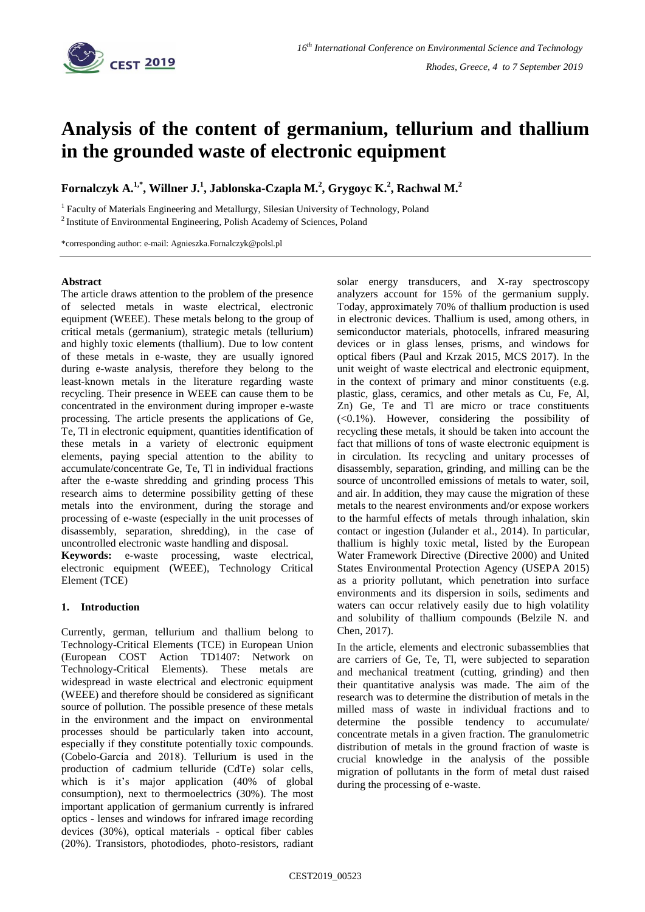# Analysis of the content of germanium, tellurium and thallium in the grounded waste of electronic equipment

**Fornalczyk A.[1,*], Willner J.[1], Jablonska-Czapla M.[2], Grygoyc K.[2], Rachwal M.[2]**

[1] Faculty of Materials Engineering and Metallurgy, Silesian University of Technology, Poland

[2] Institute of Environmental Engineering, Polish Academy of Sciences, Poland

*corresponding author: e-mail: Agnieszka.Fornalczyk@polsl.pl

**Abstract**

The article draws attention to the problem of the presence of selected metals in waste electrical, electronic equipment (WEEE). These metals belong to the group of critical metals (germanium), strategic metals (tellurium) and highly toxic elements (thallium). Due to low content of these metals in e-waste, they are usually ignored during e-waste analysis, therefore they belong to the least-known metals in the literature regarding waste recycling. Their presence in WEEE can cause them to be concentrated in the environment during improper e-waste processing. The article presents the applications of Ge, Te, Tl in electronic equipment, quantities identification of these metals in a variety of electronic equipment elements, paying special attention to the ability to accumulate/concentrate Ge, Te, Tl in individual fractions after the e-waste shredding and grinding process This research aims to determine possibility getting of these metals into the environment, during the storage and processing of e-waste (especially in the unit processes of disassembly, separation, shredding), in the case of uncontrolled electronic waste handling and disposal.

**Keywords:** e-waste processing, waste electrical, electronic equipment (WEEE), Technology Critical Element (TCE)

## 1. Introduction

Currently, german, tellurium and thallium belong to Technology-Critical Elements (TCE) in European Union (European COST Action TD1407: Network on Technology-Critical Elements). These metals are widespread in waste electrical and electronic equipment (WEEE) and therefore should be considered as significant source of pollution. The possible presence of these metals in the environment and the impact on environmental processes should be particularly taken into account, especially if they constitute potentially toxic compounds. (Cobelo-García and 2018). Tellurium is used in the production of cadmium telluride (CdTe) solar cells, which is it's major application (40% of global consumption), next to thermoelectrics (30%). The most important application of germanium currently is infrared optics - lenses and windows for infrared image recording devices (30%), optical materials - optical fiber cables (20%). Transistors, photodiodes, photo-resistors, radiant solar energy transducers, and X-ray spectroscopy analyzers account for 15% of the germanium supply. Today, approximately 70% of thallium production is used in electronic devices. Thallium is used, among others, in semiconductor materials, photocells, infrared measuring devices or in glass lenses, prisms, and windows for optical fibers (Paul and Krzak 2015, MCS 2017). In the unit weight of waste electrical and electronic equipment, in the context of primary and minor constituents (e.g. plastic, glass, ceramics, and other metals as Cu, Fe, Al, Zn) Ge, Te and Tl are micro or trace constituents (<0.1%). However, considering the possibility of recycling these metals, it should be taken into account the fact that millions of tons of waste electronic equipment is in circulation. Its recycling and unitary processes of disassembly, separation, grinding, and milling can be the source of uncontrolled emissions of metals to water, soil, and air. In addition, they may cause the migration of these metals to the nearest environments and/or expose workers to the harmful effects of metals through inhalation, skin contact or ingestion (Julander et al., 2014). In particular, thallium is highly toxic metal, listed by the European Water Framework Directive (Directive 2000) and United States Environmental Protection Agency (USEPA 2015) as a priority pollutant, which penetration into surface environments and its dispersion in soils, sediments and waters can occur relatively easily due to high volatility and solubility of thallium compounds (Belzile N. and Chen, 2017).

In the article, elements and electronic subassemblies that are carriers of Ge, Te, Tl, were subjected to separation and mechanical treatment (cutting, grinding) and then their quantitative analysis was made. The aim of the research was to determine the distribution of metals in the milled mass of waste in individual fractions and to determine the possible tendency to accumulate/ concentrate metals in a given fraction. The granulometric distribution of metals in the ground fraction of waste is crucial knowledge in the analysis of the possible migration of pollutants in the form of metal dust raised during the processing of e-waste.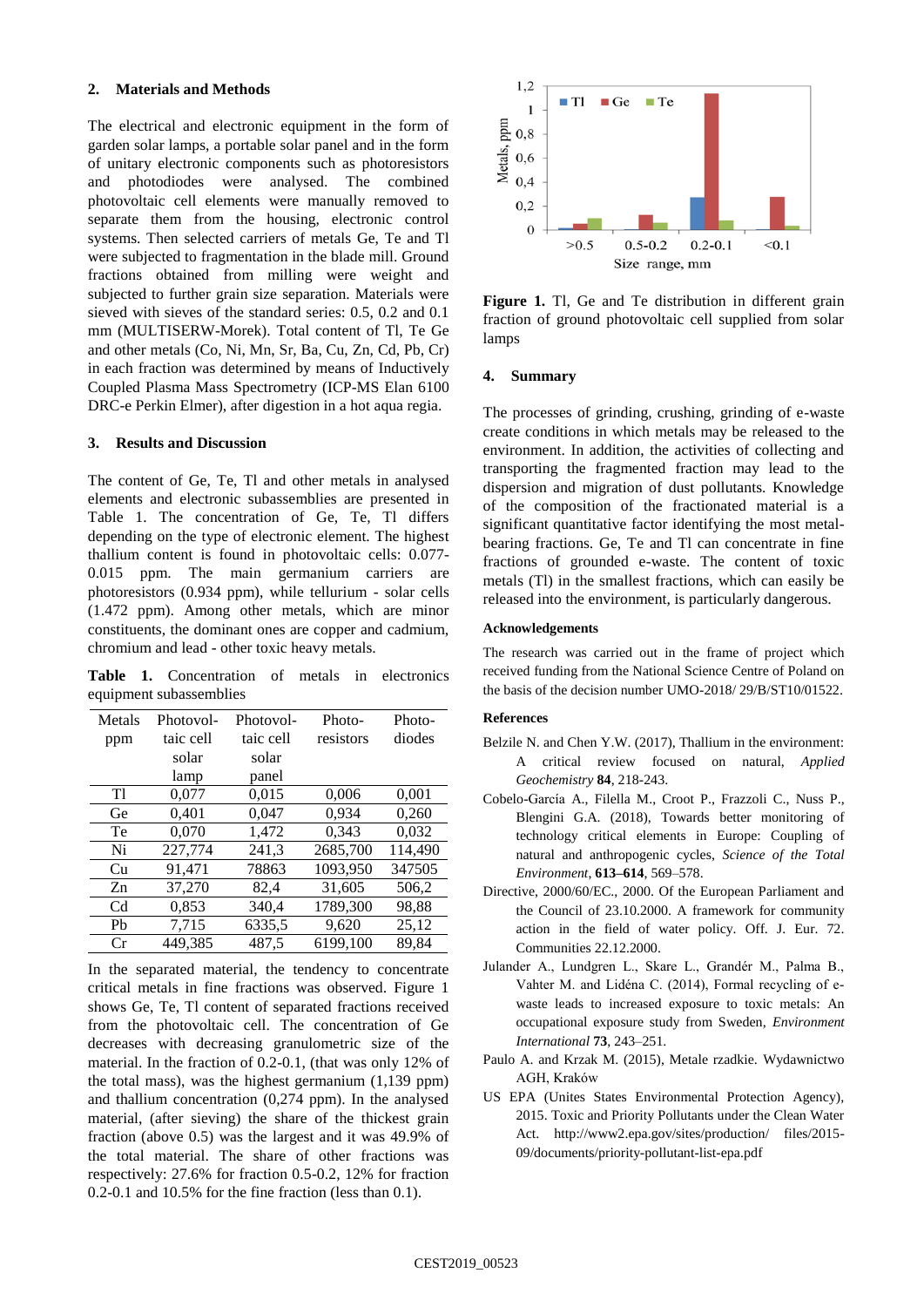## 2. Materials and Methods

The electrical and electronic equipment in the form of garden solar lamps, a portable solar panel and in the form of unitary electronic components such as photoresistors and photodiodes were analysed. The combined photovoltaic cell elements were manually removed to separate them from the housing, electronic control systems. Then selected carriers of metals Ge, Te and Tl were subjected to fragmentation in the blade mill. Ground fractions obtained from milling were weight and subjected to further grain size separation. Materials were sieved with sieves of the standard series: 0.5, 0.2 and 0.1 mm (MULTISERW-Morek). Total content of Tl, Te Ge and other metals (Co, Ni, Mn, Sr, Ba, Cu, Zn, Cd, Pb, Cr) in each fraction was determined by means of Inductively Coupled Plasma Mass Spectrometry (ICP-MS Elan 6100 DRC-e Perkin Elmer), after digestion in a hot aqua regia.

## 3. Results and Discussion

The content of Ge, Te, Tl and other metals in analysed elements and electronic subassemblies are presented in Table 1. The concentration of Ge, Te, Tl differs depending on the type of electronic element. The highest thallium content is found in photovoltaic cells: 0.077-0.015 ppm. The main germanium carriers are photoresistors (0.934 ppm), while tellurium - solar cells (1.472 ppm). Among other metals, which are minor constituents, the dominant ones are copper and cadmium, chromium and lead - other toxic heavy metals.

**Table 1.** Concentration of metals in electronics equipment subassemblies

| Metals ppm | Photovoltaic cell solar lamp | Photovoltaic cell solar panel | Photo-resistors | Photo-diodes |
|---|---|---|---|---|
| Tl | 0,077 | 0,015 | 0,006 | 0,001 |
| Ge | 0,401 | 0,047 | 0,934 | 0,260 |
| Te | 0,070 | 1,472 | 0,343 | 0,032 |
| Ni | 227,774 | 241,3 | 2685,700 | 114,490 |
| Cu | 91,471 | 78863 | 1093,950 | 347505 |
| Zn | 37,270 | 82,4 | 31,605 | 506,2 |
| Cd | 0,853 | 340,4 | 1789,300 | 98,88 |
| Pb | 7,715 | 6335,5 | 9,620 | 25,12 |
| Cr | 449,385 | 487,5 | 6199,100 | 89,84 |

In the separated material, the tendency to concentrate critical metals in fine fractions was observed. Figure 1 shows Ge, Te, Tl content of separated fractions received from the photovoltaic cell. The concentration of Ge decreases with decreasing granulometric size of the material. In the fraction of 0.2-0.1, (that was only 12% of the total mass), was the highest germanium (1,139 ppm) and thallium concentration (0,274 ppm). In the analysed material, (after sieving) the share of the thickest grain fraction (above 0.5) was the largest and it was 49.9% of the total material. The share of other fractions was respectively: 27.6% for fraction 0.5-0.2, 12% for fraction 0.2-0.1 and 10.5% for the fine fraction (less than 0.1).

1,2
1
0,8
0,6
0,4
0,2
0
Metals, ppm
Tl Ge Te
>0.5 0.5-0.2 0.2-0.1 <0.1
Size range, mm

**Figure 1.** Tl, Ge and Te distribution in different grain fraction of ground photovoltaic cell supplied from solar lamps

## 4. Summary

The processes of grinding, crushing, grinding of e-waste create conditions in which metals may be released to the environment. In addition, the activities of collecting and transporting the fragmented fraction may lead to the dispersion and migration of dust pollutants. Knowledge of the composition of the fractionated material is a significant quantitative factor identifying the most metal-bearing fractions. Ge, Te and Tl can concentrate in fine fractions of grounded e-waste. The content of toxic metals (Tl) in the smallest fractions, which can easily be released into the environment, is particularly dangerous.

### Acknowledgements

The research was carried out in the frame of project which received funding from the National Science Centre of Poland on the basis of the decision number UMO-2018/ 29/B/ST10/01522.

### References

Belzile N. and Chen Y.W. (2017), Thallium in the environment: A critical review focused on natural, *Applied Geochemistry* **84**, 218-243.

Cobelo-García A., Filella M., Croot P., Frazzoli C., Nuss P., Blengini G.A. (2018), Towards better monitoring of technology critical elements in Europe: Coupling of natural and anthropogenic cycles, *Science of the Total Environment*, **613–614**, 569–578.

Directive, 2000/60/EC., 2000. Of the European Parliament and the Council of 23.10.2000. A framework for community action in the field of water policy. Off. J. Eur. 72. Communities 22.12.2000.

Julander A., Lundgren L., Skare L., Grandér M., Palma B., Vahter M. and Lidéna C. (2014), Formal recycling of e-waste leads to increased exposure to toxic metals: An occupational exposure study from Sweden, *Environment International* **73**, 243–251.

Paulo A. and Krzak M. (2015), Metale rzadkie. Wydawnictwo AGH, Kraków

US EPA (Unites States Environmental Protection Agency), 2015. Toxic and Priority Pollutants under the Clean Water Act. http://www2.epa.gov/sites/production/ files/2015-09/documents/priority-pollutant-list-epa.pdf